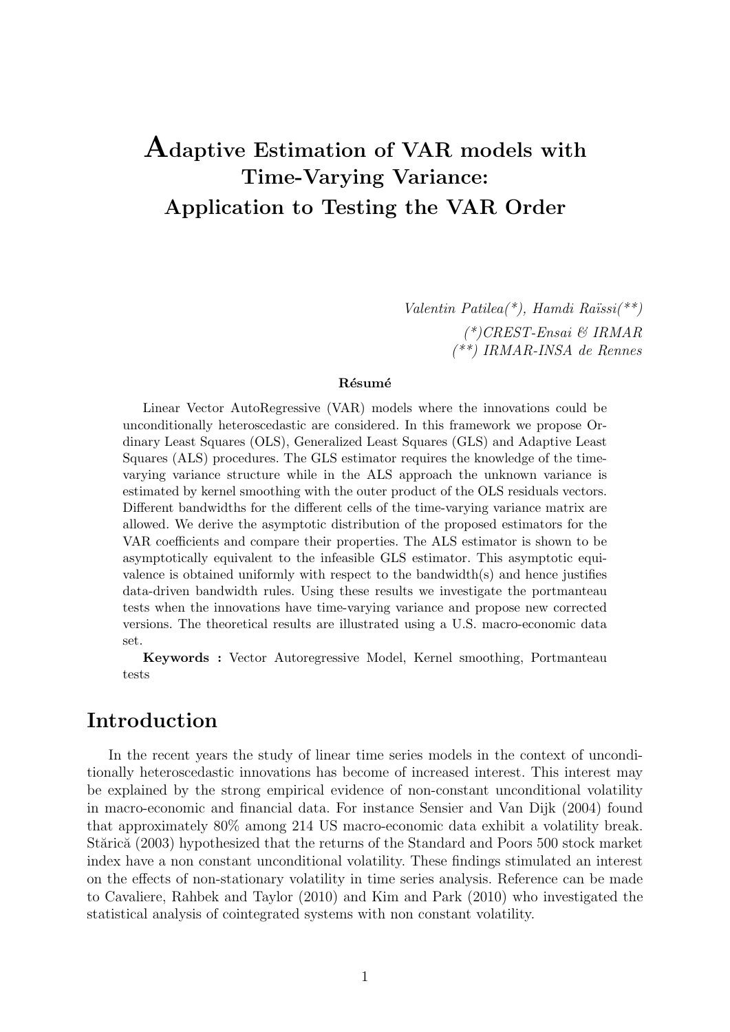# Adaptive Estimation of VAR models with Time-Varying Variance: Application to Testing the VAR Order

*Valentin Patilea(\*), Hamdi Raïssi(\*\*)*

*(\*)CREST-Ensai & IRMAR*

*(\*\*) IRMAR-INSA de Rennes*

**Résumé**

Linear Vector AutoRegressive (VAR) models where the innovations could be unconditionally heteroscedastic are considered. In this framework we propose Ordinary Least Squares (OLS), Generalized Least Squares (GLS) and Adaptive Least Squares (ALS) procedures. The GLS estimator requires the knowledge of the time-varying variance structure while in the ALS approach the unknown variance is estimated by kernel smoothing with the outer product of the OLS residuals vectors. Different bandwidths for the different cells of the time-varying variance matrix are allowed. We derive the asymptotic distribution of the proposed estimators for the VAR coefficients and compare their properties. The ALS estimator is shown to be asymptotically equivalent to the infeasible GLS estimator. This asymptotic equivalence is obtained uniformly with respect to the bandwidth(s) and hence justifies data-driven bandwidth rules. Using these results we investigate the portmanteau tests when the innovations have time-varying variance and propose new corrected versions. The theoretical results are illustrated using a U.S. macro-economic data set.

**Keywords :** Vector Autoregressive Model, Kernel smoothing, Portmanteau tests

## Introduction

In the recent years the study of linear time series models in the context of unconditionally heteroscedastic innovations has become of increased interest. This interest may be explained by the strong empirical evidence of non-constant unconditional volatility in macro-economic and financial data. For instance Sensier and Van Dijk (2004) found that approximately 80% among 214 US macro-economic data exhibit a volatility break. Stărică (2003) hypothesized that the returns of the Standard and Poors 500 stock market index have a non constant unconditional volatility. These findings stimulated an interest on the effects of non-stationary volatility in time series analysis. Reference can be made to Cavaliere, Rahbek and Taylor (2010) and Kim and Park (2010) who investigated the statistical analysis of cointegrated systems with non constant volatility.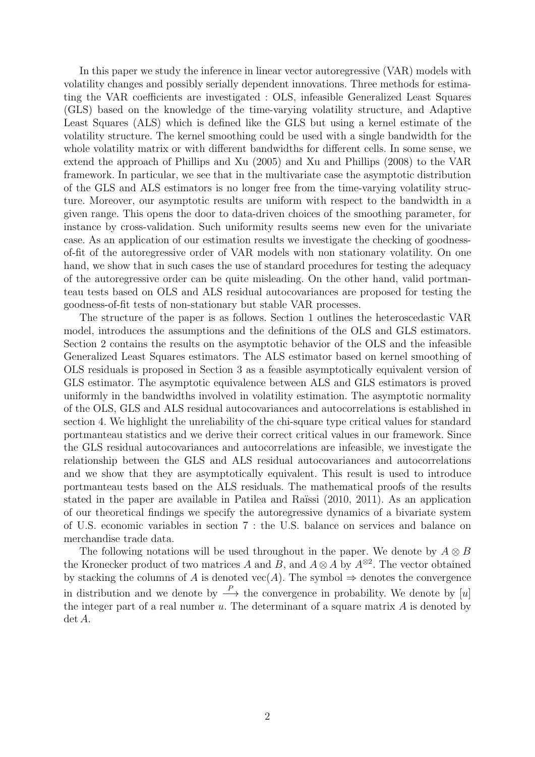In this paper we study the inference in linear vector autoregressive (VAR) models with volatility changes and possibly serially dependent innovations. Three methods for estimating the VAR coefficients are investigated : OLS, infeasible Generalized Least Squares (GLS) based on the knowledge of the time-varying volatility structure, and Adaptive Least Squares (ALS) which is defined like the GLS but using a kernel estimate of the volatility structure. The kernel smoothing could be used with a single bandwidth for the whole volatility matrix or with different bandwidths for different cells. In some sense, we extend the approach of Phillips and Xu (2005) and Xu and Phillips (2008) to the VAR framework. In particular, we see that in the multivariate case the asymptotic distribution of the GLS and ALS estimators is no longer free from the time-varying volatility structure. Moreover, our asymptotic results are uniform with respect to the bandwidth in a given range. This opens the door to data-driven choices of the smoothing parameter, for instance by cross-validation. Such uniformity results seems new even for the univariate case. As an application of our estimation results we investigate the checking of goodness-of-fit of the autoregressive order of VAR models with non stationary volatility. On one hand, we show that in such cases the use of standard procedures for testing the adequacy of the autoregressive order can be quite misleading. On the other hand, valid portmanteau tests based on OLS and ALS residual autocovariances are proposed for testing the goodness-of-fit tests of non-stationary but stable VAR processes.

The structure of the paper is as follows. Section 1 outlines the heteroscedastic VAR model, introduces the assumptions and the definitions of the OLS and GLS estimators. Section 2 contains the results on the asymptotic behavior of the OLS and the infeasible Generalized Least Squares estimators. The ALS estimator based on kernel smoothing of OLS residuals is proposed in Section 3 as a feasible asymptotically equivalent version of GLS estimator. The asymptotic equivalence between ALS and GLS estimators is proved uniformly in the bandwidths involved in volatility estimation. The asymptotic normality of the OLS, GLS and ALS residual autocovariances and autocorrelations is established in section 4. We highlight the unreliability of the chi-square type critical values for standard portmanteau statistics and we derive their correct critical values in our framework. Since the GLS residual autocovariances and autocorrelations are infeasible, we investigate the relationship between the GLS and ALS residual autocovariances and autocorrelations and we show that they are asymptotically equivalent. This result is used to introduce portmanteau tests based on the ALS residuals. The mathematical proofs of the results stated in the paper are available in Patilea and Raïssi (2010, 2011). As an application of our theoretical findings we specify the autoregressive dynamics of a bivariate system of U.S. economic variables in section 7 : the U.S. balance on services and balance on merchandise trade data.

The following notations will be used throughout in the paper. We denote by $A \otimes B$ the Kronecker product of two matrices $A$ and $B$, and $A \otimes A$ by $A^{\otimes 2}$. The vector obtained by stacking the columns of $A$ is denoted $\mathrm{vec}(A)$. The symbol $\Rightarrow$ denotes the convergence in distribution and we denote by $\xrightarrow{P}$ the convergence in probability. We denote by $[u]$ the integer part of a real number $u$. The determinant of a square matrix $A$ is denoted by $\det A$.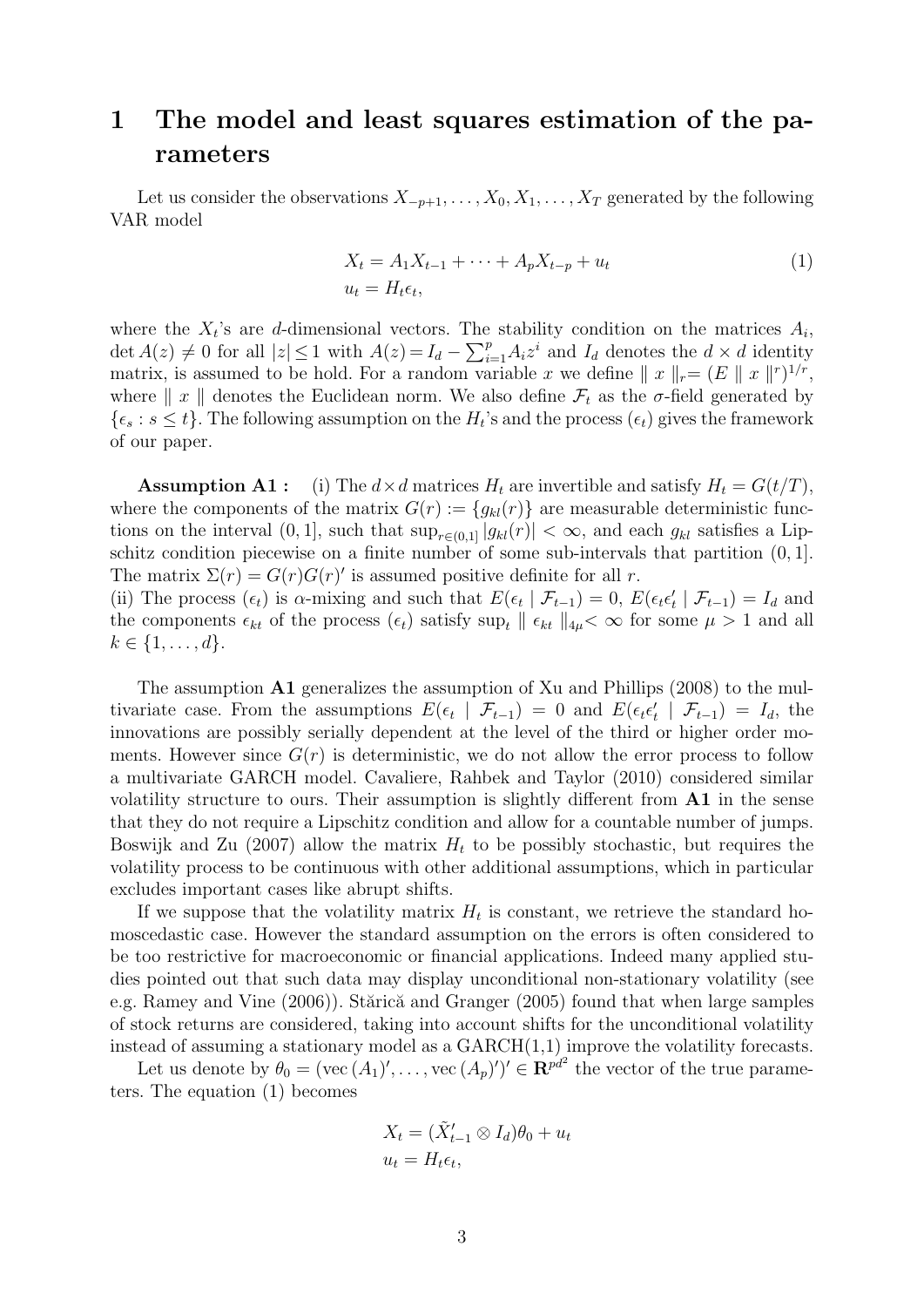# 1 The model and least squares estimation of the parameters

Let us consider the observations $X_{-p+1}, \dots, X_0, X_1, \dots, X_T$ generated by the following VAR model

$$
\begin{aligned}
X_t &= A_1 X_{t-1} + \cdots + A_p X_{t-p} + u_t \\
u_t &= H_t \epsilon_t,
\end{aligned}
\tag{1}
$$

where the $X_t$'s are $d$-dimensional vectors. The stability condition on the matrices $A_i$, $\det A(z) \neq 0$ for all $|z| \leq 1$ with $A(z) = I_d - \sum_{i=1}^{p} A_i z^i$ and $I_d$ denotes the $d \times d$ identity matrix, is assumed to be hold. For a random variable $x$ we define $\| x \|_r = (E \| x \|^r)^{1/r}$, where $\| x \|$ denotes the Euclidean norm. We also define $\mathcal{F}_t$ as the $\sigma$-field generated by $\{\epsilon_s : s \leq t\}$. The following assumption on the $H_t$'s and the process $(\epsilon_t)$ gives the framework of our paper.

**Assumption A1 :** (i) The $d \times d$ matrices $H_t$ are invertible and satisfy $H_t = G(t/T)$, where the components of the matrix $G(r) := \{g_{kl}(r)\}$ are measurable deterministic functions on the interval $(0, 1]$, such that $\sup_{r \in (0,1]} |g_{kl}(r)| < \infty$, and each $g_{kl}$ satisfies a Lipschitz condition piecewise on a finite number of some sub-intervals that partition $(0, 1]$. The matrix $\Sigma(r) = G(r)G(r)'$ is assumed positive definite for all $r$.
(ii) The process $(\epsilon_t)$ is $\alpha$-mixing and such that $E(\epsilon_t \mid \mathcal{F}_{t-1}) = 0$, $E(\epsilon_t \epsilon_t' \mid \mathcal{F}_{t-1}) = I_d$ and the components $\epsilon_{kt}$ of the process $(\epsilon_t)$ satisfy $\sup_t \| \epsilon_{kt} \|_{4\mu} < \infty$ for some $\mu > 1$ and all $k \in \{1, \dots, d\}$.

The assumption **A1** generalizes the assumption of Xu and Phillips (2008) to the multivariate case. From the assumptions $E(\epsilon_t \mid \mathcal{F}_{t-1}) = 0$ and $E(\epsilon_t \epsilon_t' \mid \mathcal{F}_{t-1}) = I_d$, the innovations are possibly serially dependent at the level of the third or higher order moments. However since $G(r)$ is deterministic, we do not allow the error process to follow a multivariate GARCH model. Cavaliere, Rahbek and Taylor (2010) considered similar volatility structure to ours. Their assumption is slightly different from **A1** in the sense that they do not require a Lipschitz condition and allow for a countable number of jumps. Boswijk and Zu (2007) allow the matrix $H_t$ to be possibly stochastic, but requires the volatility process to be continuous with other additional assumptions, which in particular excludes important cases like abrupt shifts.

If we suppose that the volatility matrix $H_t$ is constant, we retrieve the standard homoscedastic case. However the standard assumption on the errors is often considered to be too restrictive for macroeconomic or financial applications. Indeed many applied studies pointed out that such data may display unconditional non-stationary volatility (see e.g. Ramey and Vine (2006)). Stărică and Granger (2005) found that when large samples of stock returns are considered, taking into account shifts for the unconditional volatility instead of assuming a stationary model as a GARCH(1,1) improve the volatility forecasts.

Let us denote by $\theta_0 = (\mathrm{vec}\,(A_1)', \dots, \mathrm{vec}\,(A_p)')' \in \mathbf{R}^{pd^2}$ the vector of the true parameters. The equation (1) becomes

$$
\begin{aligned}
X_t &= (\tilde{X}_{t-1}' \otimes I_d)\theta_0 + u_t \\
u_t &= H_t \epsilon_t,
\end{aligned}
$$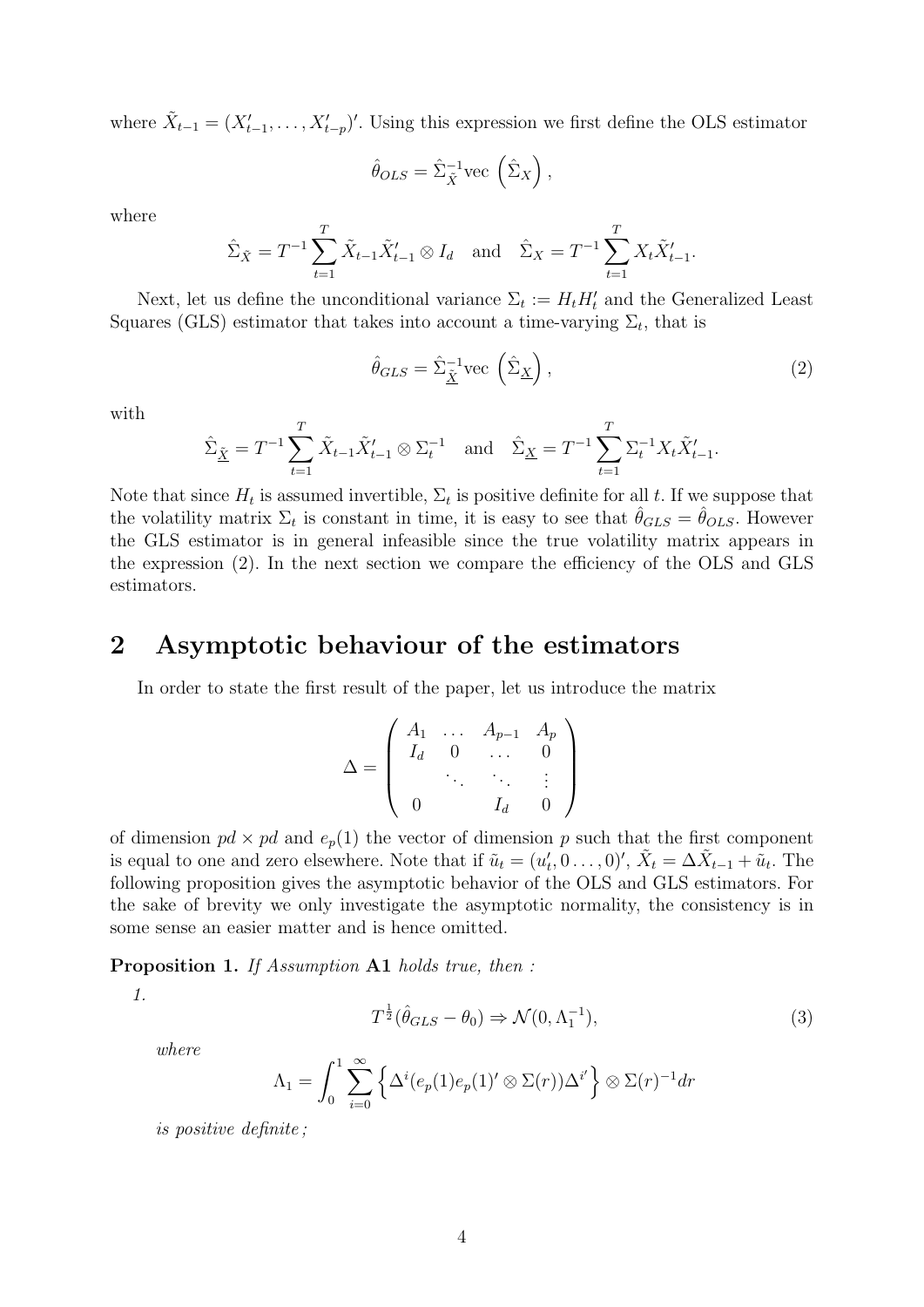where $\tilde{X}_{t-1} = (X'_{t-1}, \dots, X'_{t-p})'$. Using this expression we first define the OLS estimator

$$\hat{\theta}_{OLS} = \hat{\Sigma}_{\tilde{X}}^{-1} \text{vec}\left(\hat{\Sigma}_X\right),$$

where

$$\hat{\Sigma}_{\tilde{X}} = T^{-1} \sum_{t=1}^{T} \tilde{X}_{t-1} \tilde{X}'_{t-1} \otimes I_d \quad \text{and} \quad \hat{\Sigma}_X = T^{-1} \sum_{t=1}^{T} X_t \tilde{X}'_{t-1}.$$

Next, let us define the unconditional variance $\Sigma_t := H_t H'_t$ and the Generalized Least Squares (GLS) estimator that takes into account a time-varying $\Sigma_t$, that is

$$\hat{\theta}_{GLS} = \hat{\Sigma}_{\underline{\tilde{X}}}^{-1} \text{vec}\left(\hat{\Sigma}_{\underline{X}}\right), \tag{2}$$

with

$$\hat{\Sigma}_{\underline{\tilde{X}}} = T^{-1} \sum_{t=1}^{T} \tilde{X}_{t-1} \tilde{X}'_{t-1} \otimes \Sigma_t^{-1} \quad \text{and} \quad \hat{\Sigma}_{\underline{X}} = T^{-1} \sum_{t=1}^{T} \Sigma_t^{-1} X_t \tilde{X}'_{t-1}.$$

Note that since $H_t$ is assumed invertible, $\Sigma_t$ is positive definite for all $t$. If we suppose that the volatility matrix $\Sigma_t$ is constant in time, it is easy to see that $\hat{\theta}_{GLS} = \hat{\theta}_{OLS}$. However the GLS estimator is in general infeasible since the true volatility matrix appears in the expression (2). In the next section we compare the efficiency of the OLS and GLS estimators.

## 2 Asymptotic behaviour of the estimators

In order to state the first result of the paper, let us introduce the matrix

$$\Delta = \begin{pmatrix} A_1 & \dots & A_{p-1} & A_p \\ I_d & 0 & \dots & 0 \\ & \ddots & \ddots & \vdots \\ 0 & & I_d & 0 \end{pmatrix}$$

of dimension $pd \times pd$ and $e_p(1)$ the vector of dimension $p$ such that the first component is equal to one and zero elsewhere. Note that if $\tilde{u}_t = (u'_t, 0 \dots, 0)'$, $\tilde{X}_t = \Delta \tilde{X}_{t-1} + \tilde{u}_t$. The following proposition gives the asymptotic behavior of the OLS and GLS estimators. For the sake of brevity we only investigate the asymptotic normality, the consistency is in some sense an easier matter and is hence omitted.

**Proposition 1.** *If Assumption* **A1** *holds true, then :*

*1.*

$$T^{\frac{1}{2}}(\hat{\theta}_{GLS} - \theta_0) \Rightarrow \mathcal{N}(0, \Lambda_1^{-1}), \tag{3}$$

*where*

$$\Lambda_1 = \int_0^1 \sum_{i=0}^{\infty} \left\{ \Delta^i (e_p(1) e_p(1)' \otimes \Sigma(r)) \Delta^{i'} \right\} \otimes \Sigma(r)^{-1} dr$$

*is positive definite ;*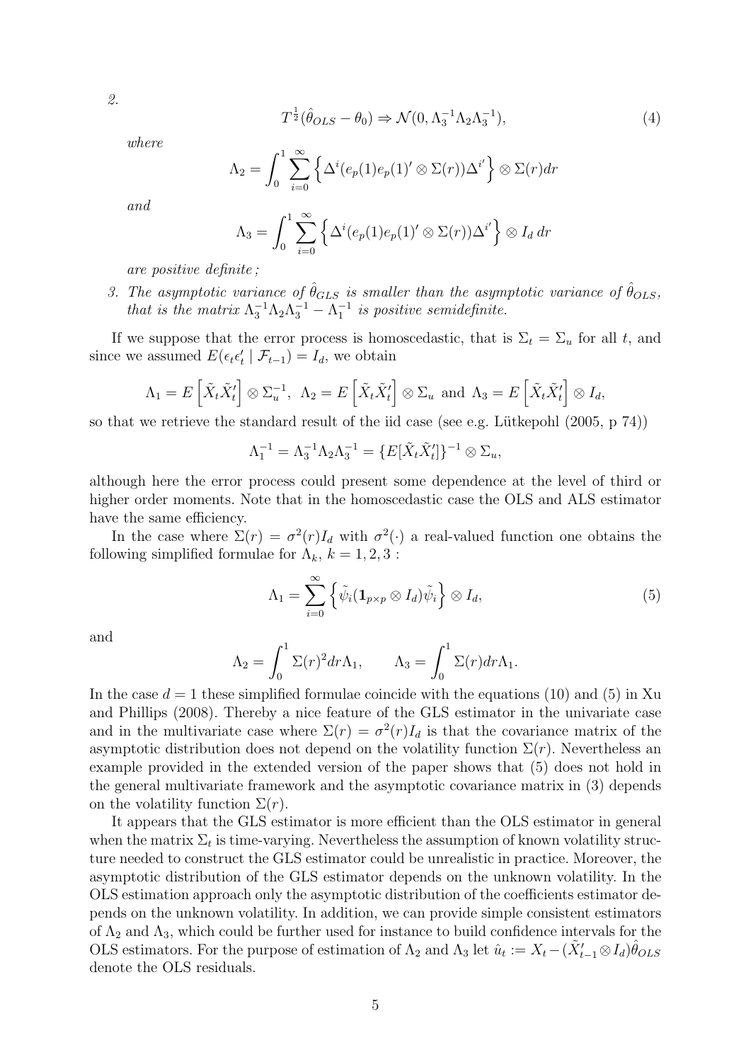2. 
$$T^{\frac{1}{2}}(\hat{\theta}_{OLS} - \theta_0) \Rightarrow \mathcal{N}(0, \Lambda_3^{-1}\Lambda_2\Lambda_3^{-1}), \tag{4}$$

   *where*

$$\Lambda_2 = \int_0^1 \sum_{i=0}^{\infty} \left\{ \Delta^i (e_p(1)e_p(1)' \otimes \Sigma(r))\Delta^{i'} \right\} \otimes \Sigma(r) dr$$

   *and*

$$\Lambda_3 = \int_0^1 \sum_{i=0}^{\infty} \left\{ \Delta^i (e_p(1)e_p(1)' \otimes \Sigma(r))\Delta^{i'} \right\} \otimes I_d \, dr$$

   *are positive definite;*

3. *The asymptotic variance of $\hat{\theta}_{GLS}$ is smaller than the asymptotic variance of $\hat{\theta}_{OLS}$, that is the matrix $\Lambda_3^{-1}\Lambda_2\Lambda_3^{-1} - \Lambda_1^{-1}$ is positive semidefinite.*

If we suppose that the error process is homoscedastic, that is $\Sigma_t = \Sigma_u$ for all $t$, and since we assumed $E(\epsilon_t \epsilon_t' \mid \mathcal{F}_{t-1}) = I_d$, we obtain

$$\Lambda_1 = E\left[\tilde{X}_t \tilde{X}_t'\right] \otimes \Sigma_u^{-1}, \;\; \Lambda_2 = E\left[\tilde{X}_t \tilde{X}_t'\right] \otimes \Sigma_u \text{ and } \Lambda_3 = E\left[\tilde{X}_t \tilde{X}_t'\right] \otimes I_d,$$

so that we retrieve the standard result of the iid case (see e.g. Lütkepohl (2005, p 74))

$$\Lambda_1^{-1} = \Lambda_3^{-1}\Lambda_2\Lambda_3^{-1} = \{E[\tilde{X}_t \tilde{X}_t']\}^{-1} \otimes \Sigma_u,$$

although here the error process could present some dependence at the level of third or higher order moments. Note that in the homoscedastic case the OLS and ALS estimator have the same efficiency.

In the case where $\Sigma(r) = \sigma^2(r) I_d$ with $\sigma^2(\cdot)$ a real-valued function one obtains the following simplified formulae for $\Lambda_k$, $k = 1, 2, 3$ :

$$\Lambda_1 = \sum_{i=0}^{\infty} \left\{ \tilde{\psi}_i (\mathbf{1}_{p \times p} \otimes I_d) \tilde{\psi}_i \right\} \otimes I_d, \tag{5}$$

and

$$\Lambda_2 = \int_0^1 \Sigma(r)^2 dr \Lambda_1, \qquad \Lambda_3 = \int_0^1 \Sigma(r) dr \Lambda_1.$$

In the case $d = 1$ these simplified formulae coincide with the equations (10) and (5) in Xu and Phillips (2008). Thereby a nice feature of the GLS estimator in the univariate case and in the multivariate case where $\Sigma(r) = \sigma^2(r) I_d$ is that the covariance matrix of the asymptotic distribution does not depend on the volatility function $\Sigma(r)$. Nevertheless an example provided in the extended version of the paper shows that (5) does not hold in the general multivariate framework and the asymptotic covariance matrix in (3) depends on the volatility function $\Sigma(r)$.

It appears that the GLS estimator is more efficient than the OLS estimator in general when the matrix $\Sigma_t$ is time-varying. Nevertheless the assumption of known volatility structure needed to construct the GLS estimator could be unrealistic in practice. Moreover, the asymptotic distribution of the GLS estimator depends on the unknown volatility. In the OLS estimation approach only the asymptotic distribution of the coefficients estimator depends on the unknown volatility. In addition, we can provide simple consistent estimators of $\Lambda_2$ and $\Lambda_3$, which could be further used for instance to build confidence intervals for the OLS estimators. For the purpose of estimation of $\Lambda_2$ and $\Lambda_3$ let $\hat{u}_t := X_t - (\tilde{X}_{t-1}' \otimes I_d)\hat{\theta}_{OLS}$ denote the OLS residuals.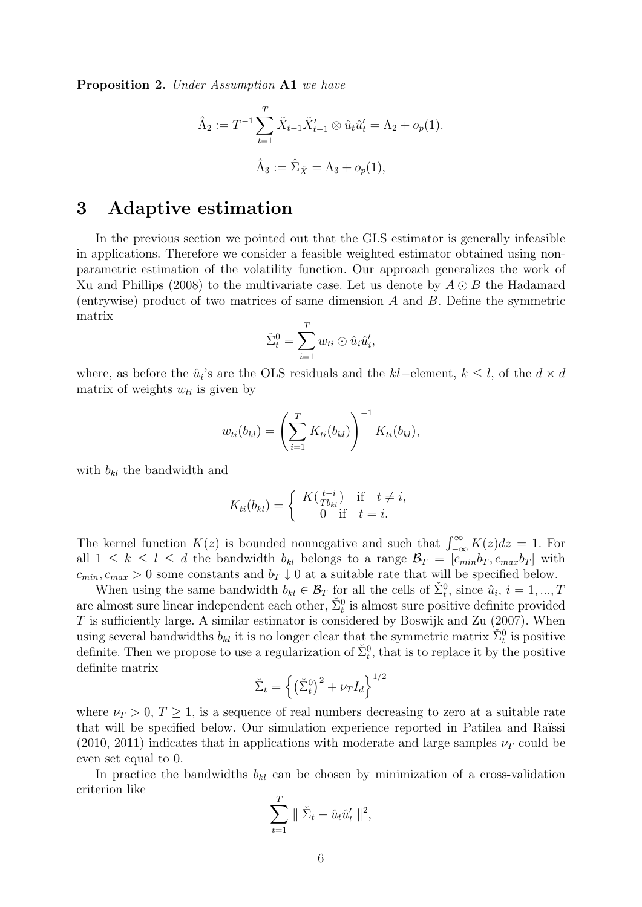**Proposition 2.** *Under Assumption* **A1** *we have*

$$\hat{\Lambda}_2 := T^{-1} \sum_{t=1}^{T} \tilde{X}_{t-1} \tilde{X}_{t-1}' \otimes \hat{u}_t \hat{u}_t' = \Lambda_2 + o_p(1).$$

$$\hat{\Lambda}_3 := \hat{\Sigma}_{\tilde{X}} = \Lambda_3 + o_p(1),$$

# 3 Adaptive estimation

In the previous section we pointed out that the GLS estimator is generally infeasible in applications. Therefore we consider a feasible weighted estimator obtained using non-parametric estimation of the volatility function. Our approach generalizes the work of Xu and Phillips (2008) to the multivariate case. Let us denote by $A \odot B$ the Hadamard (entrywise) product of two matrices of same dimension $A$ and $B$. Define the symmetric matrix

$$\check{\Sigma}_t^0 = \sum_{i=1}^{T} w_{ti} \odot \hat{u}_i \hat{u}_i',$$

where, as before the $\hat{u}_i$'s are the OLS residuals and the $kl-$element, $k \leq l$, of the $d \times d$ matrix of weights $w_{ti}$ is given by

$$w_{ti}(b_{kl}) = \left( \sum_{i=1}^{T} K_{ti}(b_{kl}) \right)^{-1} K_{ti}(b_{kl}),$$

with $b_{kl}$ the bandwidth and

$$K_{ti}(b_{kl}) = \begin{cases} K(\frac{t-i}{Tb_{kl}}) & \text{if} \quad t \neq i, \\ 0 & \text{if} \quad t = i. \end{cases}$$

The kernel function $K(z)$ is bounded nonnegative and such that $\int_{-\infty}^{\infty} K(z)dz = 1$. For all $1 \leq k \leq l \leq d$ the bandwidth $b_{kl}$ belongs to a range $\mathcal{B}_T = [c_{min} b_T, c_{max} b_T]$ with $c_{min}, c_{max} > 0$ some constants and $b_T \downarrow 0$ at a suitable rate that will be specified below.

When using the same bandwidth $b_{kl} \in \mathcal{B}_T$ for all the cells of $\check{\Sigma}_t^0$, since $\hat{u}_i$, $i = 1, ..., T$ are almost sure linear independent each other, $\check{\Sigma}_t^0$ is almost sure positive definite provided $T$ is sufficiently large. A similar estimator is considered by Boswijk and Zu (2007). When using several bandwidths $b_{kl}$ it is no longer clear that the symmetric matrix $\check{\Sigma}_t^0$ is positive definite. Then we propose to use a regularization of $\check{\Sigma}_t^0$, that is to replace it by the positive definite matrix

$$\check{\Sigma}_t = \left\{ \left( \check{\Sigma}_t^0 \right)^2 + \nu_T I_d \right\}^{1/2}$$

where $\nu_T > 0$, $T \geq 1$, is a sequence of real numbers decreasing to zero at a suitable rate that will be specified below. Our simulation experience reported in Patilea and Raïssi (2010, 2011) indicates that in applications with moderate and large samples $\nu_T$ could be even set equal to 0.

In practice the bandwidths $b_{kl}$ can be chosen by minimization of a cross-validation criterion like

$$\sum_{t=1}^{T} \parallel \check{\Sigma}_t - \hat{u}_t \hat{u}_t' \parallel^2,$$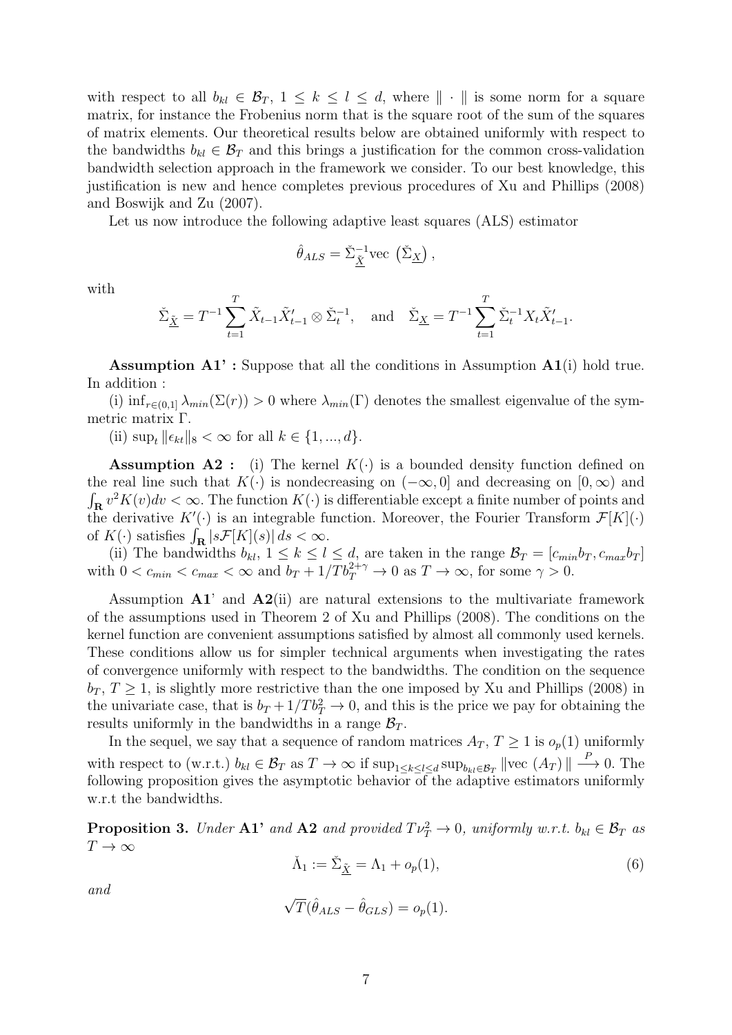with respect to all $b_{kl} \in \mathcal{B}_T$, $1 \leq k \leq l \leq d$, where $\| \cdot \|$ is some norm for a square matrix, for instance the Frobenius norm that is the square root of the sum of the squares of matrix elements. Our theoretical results below are obtained uniformly with respect to the bandwidths $b_{kl} \in \mathcal{B}_T$ and this brings a justification for the common cross-validation bandwidth selection approach in the framework we consider. To our best knowledge, this justification is new and hence completes previous procedures of Xu and Phillips (2008) and Boswijk and Zu (2007).

Let us now introduce the following adaptive least squares (ALS) estimator

$$\hat{\theta}_{ALS} = \check{\Sigma}_{\underline{\tilde{X}}}^{-1} \text{vec} \left( \check{\Sigma}_{\underline{X}} \right),$$

with

$$\check{\Sigma}_{\underline{\tilde{X}}} = T^{-1} \sum_{t=1}^{T} \tilde{X}_{t-1} \tilde{X}'_{t-1} \otimes \check{\Sigma}_t^{-1}, \quad \text{and} \quad \check{\Sigma}_{\underline{X}} = T^{-1} \sum_{t=1}^{T} \check{\Sigma}_t^{-1} X_t \tilde{X}'_{t-1}.$$

**Assumption A1' :** Suppose that all the conditions in Assumption **A1**(i) hold true. In addition :

(i) $\inf_{r \in (0,1]} \lambda_{min}(\Sigma(r)) > 0$ where $\lambda_{min}(\Gamma)$ denotes the smallest eigenvalue of the symmetric matrix $\Gamma$.

(ii) $\sup_t \|\epsilon_{kt}\|_8 < \infty$ for all $k \in \{1, ..., d\}$.

**Assumption A2 :** (i) The kernel $K(\cdot)$ is a bounded density function defined on the real line such that $K(\cdot)$ is nondecreasing on $(-\infty, 0]$ and decreasing on $[0, \infty)$ and $\int_{\mathbf{R}} v^2 K(v) dv < \infty$. The function $K(\cdot)$ is differentiable except a finite number of points and the derivative $K'(\cdot)$ is an integrable function. Moreover, the Fourier Transform $\mathcal{F}[K](\cdot)$ of $K(\cdot)$ satisfies $\int_{\mathbf{R}} |s\mathcal{F}[K](s)|\, ds < \infty$.

(ii) The bandwidths $b_{kl}$, $1 \leq k \leq l \leq d$, are taken in the range $\mathcal{B}_T = [c_{min} b_T, c_{max} b_T]$ with $0 < c_{min} < c_{max} < \infty$ and $b_T + 1/T b_T^{2+\gamma} \to 0$ as $T \to \infty$, for some $\gamma > 0$.

Assumption **A1**' and **A2**(ii) are natural extensions to the multivariate framework of the assumptions used in Theorem 2 of Xu and Phillips (2008). The conditions on the kernel function are convenient assumptions satisfied by almost all commonly used kernels. These conditions allow us for simpler technical arguments when investigating the rates of convergence uniformly with respect to the bandwidths. The condition on the sequence $b_T$, $T \geq 1$, is slightly more restrictive than the one imposed by Xu and Phillips (2008) in the univariate case, that is $b_T + 1/T b_T^2 \to 0$, and this is the price we pay for obtaining the results uniformly in the bandwidths in a range $\mathcal{B}_T$.

In the sequel, we say that a sequence of random matrices $A_T$, $T \geq 1$ is $o_p(1)$ uniformly with respect to (w.r.t.) $b_{kl} \in \mathcal{B}_T$ as $T \to \infty$ if $\sup_{1 \leq k \leq l \leq d} \sup_{b_{kl} \in \mathcal{B}_T} \|\text{vec}\, (A_T)\| \xrightarrow{P} 0$. The following proposition gives the asymptotic behavior of the adaptive estimators uniformly w.r.t the bandwidths.

**Proposition 3.** *Under* **A1'** *and* **A2** *and provided $T\nu_T^2 \to 0$, uniformly w.r.t. $b_{kl} \in \mathcal{B}_T$ as $T \to \infty$*

$$\check{\Lambda}_1 := \check{\Sigma}_{\underline{\tilde{X}}} = \Lambda_1 + o_p(1), \tag{6}$$

*and*

$$\sqrt{T}(\hat{\theta}_{ALS} - \hat{\theta}_{GLS}) = o_p(1).$$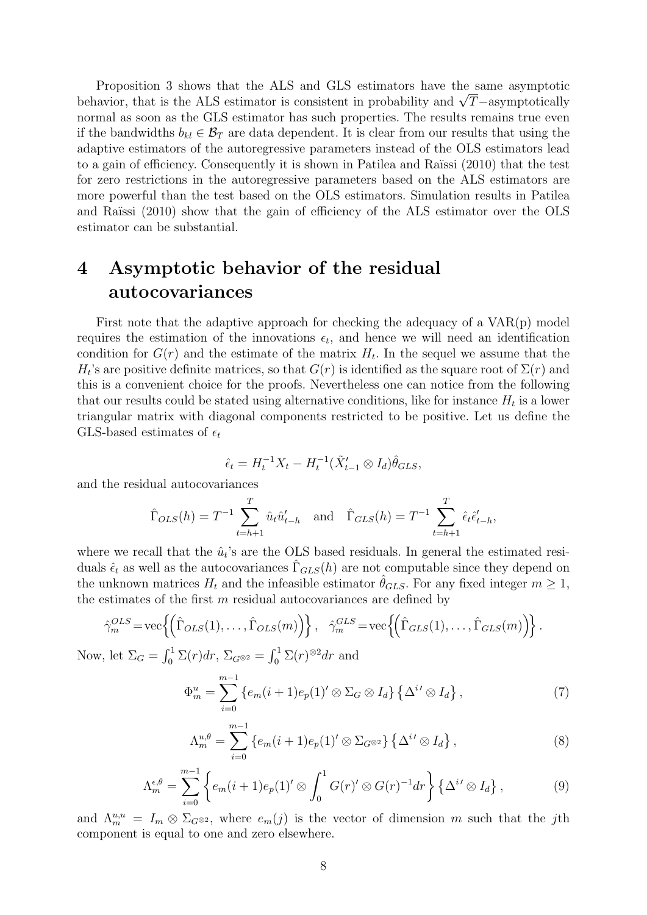Proposition 3 shows that the ALS and GLS estimators have the same asymptotic behavior, that is the ALS estimator is consistent in probability and $\sqrt{T}-$asymptotically normal as soon as the GLS estimator has such properties. The results remains true even if the bandwidths $b_{kl} \in \mathcal{B}_T$ are data dependent. It is clear from our results that using the adaptive estimators of the autoregressive parameters instead of the OLS estimators lead to a gain of efficiency. Consequently it is shown in Patilea and Raïssi (2010) that the test for zero restrictions in the autoregressive parameters based on the ALS estimators are more powerful than the test based on the OLS estimators. Simulation results in Patilea and Raïssi (2010) show that the gain of efficiency of the ALS estimator over the OLS estimator can be substantial.

# 4 Asymptotic behavior of the residual autocovariances

First note that the adaptive approach for checking the adequacy of a VAR(p) model requires the estimation of the innovations $\epsilon_t$, and hence we will need an identification condition for $G(r)$ and the estimate of the matrix $H_t$. In the sequel we assume that the $H_t$'s are positive definite matrices, so that $G(r)$ is identified as the square root of $\Sigma(r)$ and this is a convenient choice for the proofs. Nevertheless one can notice from the following that our results could be stated using alternative conditions, like for instance $H_t$ is a lower triangular matrix with diagonal components restricted to be positive. Let us define the GLS-based estimates of $\epsilon_t$

$$\hat{\epsilon}_t = H_t^{-1} X_t - H_t^{-1} (\tilde{X}_{t-1}' \otimes I_d) \hat{\theta}_{GLS},$$

and the residual autocovariances

$$\hat{\Gamma}_{OLS}(h) = T^{-1} \sum_{t=h+1}^{T} \hat{u}_t \hat{u}_{t-h}' \quad \text{and} \quad \hat{\Gamma}_{GLS}(h) = T^{-1} \sum_{t=h+1}^{T} \hat{\epsilon}_t \hat{\epsilon}_{t-h}',$$

where we recall that the $\hat{u}_t$'s are the OLS based residuals. In general the estimated residuals $\hat{\epsilon}_t$ as well as the autocovariances $\hat{\Gamma}_{GLS}(h)$ are not computable since they depend on the unknown matrices $H_t$ and the infeasible estimator $\hat{\theta}_{GLS}$. For any fixed integer $m \geq 1$, the estimates of the first $m$ residual autocovariances are defined by

$$\hat{\gamma}_m^{OLS} = \mathrm{vec}\left\{ \left( \hat{\Gamma}_{OLS}(1), \ldots, \hat{\Gamma}_{OLS}(m) \right) \right\}, \quad \hat{\gamma}_m^{GLS} = \mathrm{vec}\left\{ \left( \hat{\Gamma}_{GLS}(1), \ldots, \hat{\Gamma}_{GLS}(m) \right) \right\}.$$

Now, let $\Sigma_G = \int_0^1 \Sigma(r) dr$, $\Sigma_{G^{\otimes 2}} = \int_0^1 \Sigma(r)^{\otimes 2} dr$ and

$$\Phi_m^u = \sum_{i=0}^{m-1} \left\{ e_m(i+1) e_p(1)' \otimes \Sigma_G \otimes I_d \right\} \left\{ \Delta^{i\prime} \otimes I_d \right\}, \tag{7}$$

$$\Lambda_m^{u,\theta} = \sum_{i=0}^{m-1} \left\{ e_m(i+1) e_p(1)' \otimes \Sigma_{G^{\otimes 2}} \right\} \left\{ \Delta^{i\prime} \otimes I_d \right\}, \tag{8}$$

$$\Lambda_m^{\epsilon,\theta} = \sum_{i=0}^{m-1} \left\{ e_m(i+1) e_p(1)' \otimes \int_0^1 G(r)' \otimes G(r)^{-1} dr \right\} \left\{ \Delta^{i\prime} \otimes I_d \right\}, \tag{9}$$

and $\Lambda_m^{u,u} = I_m \otimes \Sigma_{G^{\otimes 2}}$, where $e_m(j)$ is the vector of dimension $m$ such that the $j$th component is equal to one and zero elsewhere.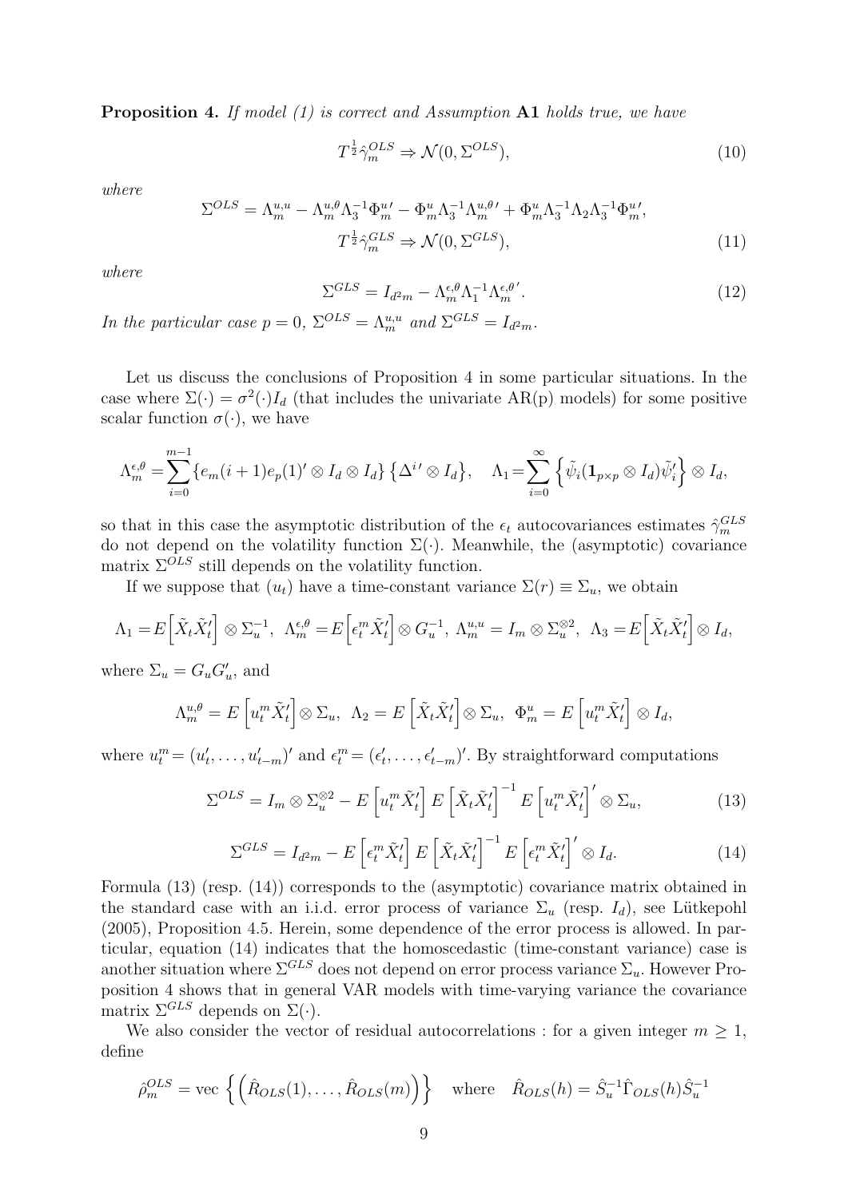**Proposition 4.** *If model (1) is correct and Assumption* **A1** *holds true, we have*

$$T^{\frac{1}{2}}\hat{\gamma}_m^{OLS} \Rightarrow \mathcal{N}(0, \Sigma^{OLS}), \tag{10}$$

*where*

$$\Sigma^{OLS} = \Lambda_m^{u,u} - \Lambda_m^{u,\theta}\Lambda_3^{-1}\Phi_m^{u\prime} - \Phi_m^u\Lambda_3^{-1}\Lambda_m^{u,\theta\prime} + \Phi_m^u\Lambda_3^{-1}\Lambda_2\Lambda_3^{-1}\Phi_m^{u\prime},$$

$$T^{\frac{1}{2}}\hat{\gamma}_m^{GLS} \Rightarrow \mathcal{N}(0, \Sigma^{GLS}), \tag{11}$$

*where*

$$\Sigma^{GLS} = I_{d^2m} - \Lambda_m^{\epsilon,\theta}\Lambda_1^{-1}\Lambda_m^{\epsilon,\theta\prime}. \tag{12}$$

*In the particular case $p = 0$, $\Sigma^{OLS} = \Lambda_m^{u,u}$ and $\Sigma^{GLS} = I_{d^2m}$.*

Let us discuss the conclusions of Proposition 4 in some particular situations. In the case where $\Sigma(\cdot) = \sigma^2(\cdot)I_d$ (that includes the univariate AR(p) models) for some positive scalar function $\sigma(\cdot)$, we have

$$\Lambda_m^{\epsilon,\theta} = \sum_{i=0}^{m-1}\{e_m(i+1)e_p(1)' \otimes I_d \otimes I_d\}\left\{\Delta^{i\prime} \otimes I_d\right\}, \quad \Lambda_1 = \sum_{i=0}^{\infty}\left\{\tilde{\psi}_i(\mathbf{1}_{p\times p} \otimes I_d)\tilde{\psi}_i'\right\} \otimes I_d,$$

so that in this case the asymptotic distribution of the $\epsilon_t$ autocovariances estimates $\hat{\gamma}_m^{GLS}$ do not depend on the volatility function $\Sigma(\cdot)$. Meanwhile, the (asymptotic) covariance matrix $\Sigma^{OLS}$ still depends on the volatility function.

If we suppose that $(u_t)$ have a time-constant variance $\Sigma(r) \equiv \Sigma_u$, we obtain

$$\Lambda_1 = E\left[\tilde{X}_t\tilde{X}_t'\right] \otimes \Sigma_u^{-1},\ \ \Lambda_m^{\epsilon,\theta} = E\left[\epsilon_t^m\tilde{X}_t'\right] \otimes G_u^{-1},\ \Lambda_m^{u,u} = I_m \otimes \Sigma_u^{\otimes 2},\ \ \Lambda_3 = E\left[\tilde{X}_t\tilde{X}_t'\right] \otimes I_d,$$

where $\Sigma_u = G_uG_u'$, and

$$\Lambda_m^{u,\theta} = E\left[u_t^m\tilde{X}_t'\right] \otimes \Sigma_u,\ \ \Lambda_2 = E\left[\tilde{X}_t\tilde{X}_t'\right] \otimes \Sigma_u,\ \ \Phi_m^u = E\left[u_t^m\tilde{X}_t'\right] \otimes I_d,$$

where $u_t^m = (u_t', \ldots, u_{t-m}')'$ and $\epsilon_t^m = (\epsilon_t', \ldots, \epsilon_{t-m}')'$. By straightforward computations

$$\Sigma^{OLS} = I_m \otimes \Sigma_u^{\otimes 2} - E\left[u_t^m\tilde{X}_t'\right]E\left[\tilde{X}_t\tilde{X}_t'\right]^{-1}E\left[u_t^m\tilde{X}_t'\right]' \otimes \Sigma_u, \tag{13}$$

$$\Sigma^{GLS} = I_{d^2m} - E\left[\epsilon_t^m\tilde{X}_t'\right]E\left[\tilde{X}_t\tilde{X}_t'\right]^{-1}E\left[\epsilon_t^m\tilde{X}_t'\right]' \otimes I_d. \tag{14}$$

Formula (13) (resp. (14)) corresponds to the (asymptotic) covariance matrix obtained in the standard case with an i.i.d. error process of variance $\Sigma_u$ (resp. $I_d$), see Lütkepohl (2005), Proposition 4.5. Herein, some dependence of the error process is allowed. In particular, equation (14) indicates that the homoscedastic (time-constant variance) case is another situation where $\Sigma^{GLS}$ does not depend on error process variance $\Sigma_u$. However Proposition 4 shows that in general VAR models with time-varying variance the covariance matrix $\Sigma^{GLS}$ depends on $\Sigma(\cdot)$.

We also consider the vector of residual autocorrelations : for a given integer $m \geq 1$, define

$$\hat{\rho}_m^{OLS} = \text{vec}\left\{\left(\hat{R}_{OLS}(1), \ldots, \hat{R}_{OLS}(m)\right)\right\} \quad \text{where} \quad \hat{R}_{OLS}(h) = \hat{S}_u^{-1}\hat{\Gamma}_{OLS}(h)\hat{S}_u^{-1}$$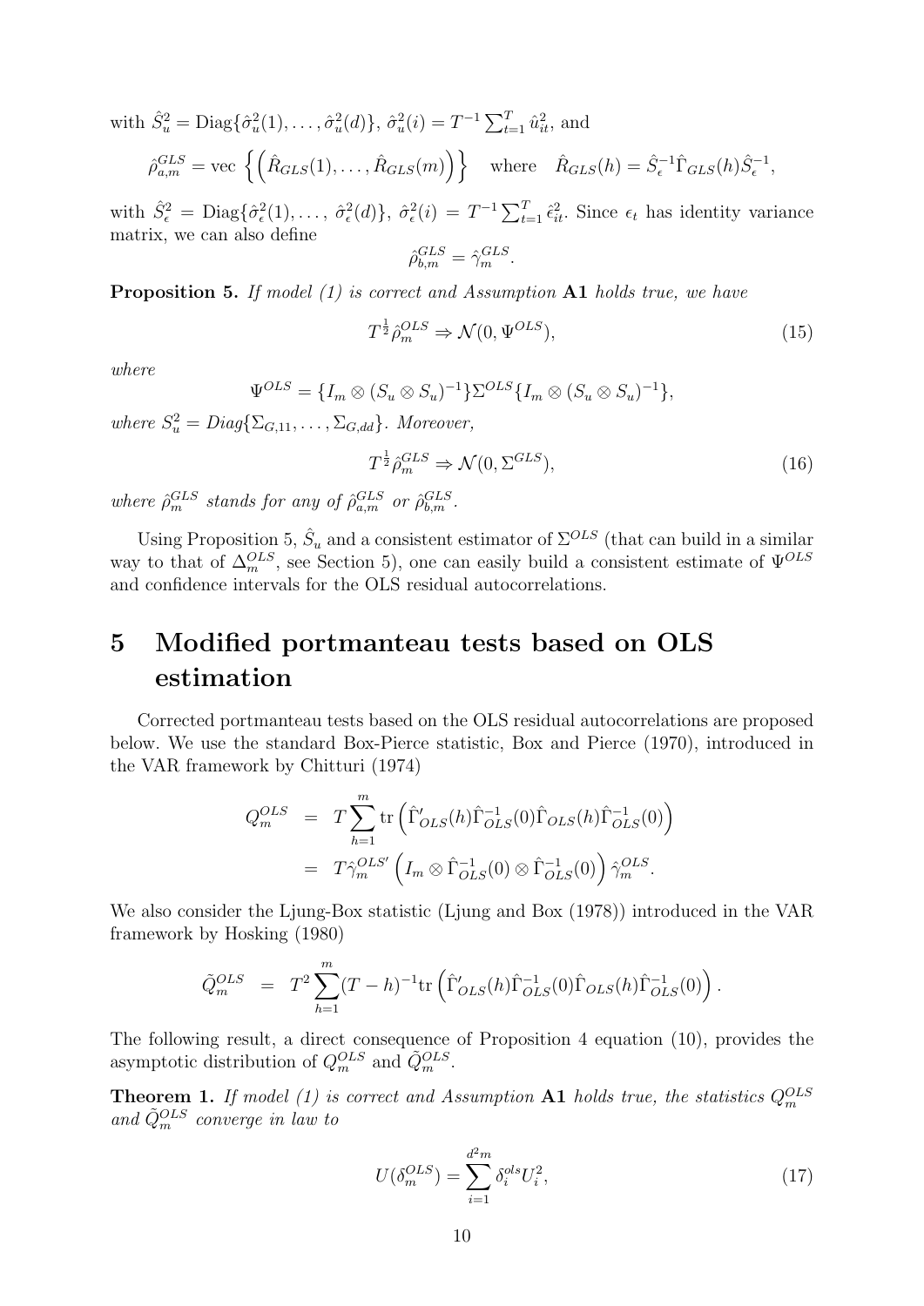with $\hat{S}_u^2 = \mathrm{Diag}\{\hat{\sigma}_u^2(1), \dots, \hat{\sigma}_u^2(d)\}$, $\hat{\sigma}_u^2(i) = T^{-1}\sum_{t=1}^T \hat{u}_{it}^2$, and

$$\hat{\rho}_{a,m}^{GLS} = \mathrm{vec}\left\{\left(\hat{R}_{GLS}(1), \dots, \hat{R}_{GLS}(m)\right)\right\} \quad \text{where} \quad \hat{R}_{GLS}(h) = \hat{S}_\epsilon^{-1}\hat{\Gamma}_{GLS}(h)\hat{S}_\epsilon^{-1},$$

with $\hat{S}_\epsilon^2 = \mathrm{Diag}\{\hat{\sigma}_\epsilon^2(1), \dots, \hat{\sigma}_\epsilon^2(d)\}$, $\hat{\sigma}_\epsilon^2(i) = T^{-1}\sum_{t=1}^T \hat{\epsilon}_{it}^2$. Since $\epsilon_t$ has identity variance matrix, we can also define

$$\hat{\rho}_{b,m}^{GLS} = \hat{\gamma}_m^{GLS}.$$

**Proposition 5.** *If model (1) is correct and Assumption* **A1** *holds true, we have*

$$T^{\frac{1}{2}}\hat{\rho}_m^{OLS} \Rightarrow \mathcal{N}(0, \Psi^{OLS}), \tag{15}$$

*where*

$$\Psi^{OLS} = \{I_m \otimes (S_u \otimes S_u)^{-1}\}\Sigma^{OLS}\{I_m \otimes (S_u \otimes S_u)^{-1}\},$$

*where $S_u^2 = Diag\{\Sigma_{G,11}, \dots, \Sigma_{G,dd}\}$. Moreover,*

$$T^{\frac{1}{2}}\hat{\rho}_m^{GLS} \Rightarrow \mathcal{N}(0, \Sigma^{GLS}), \tag{16}$$

*where $\hat{\rho}_m^{GLS}$ stands for any of $\hat{\rho}_{a,m}^{GLS}$ or $\hat{\rho}_{b,m}^{GLS}$.*

Using Proposition 5, $\hat{S}_u$ and a consistent estimator of $\Sigma^{OLS}$ (that can build in a similar way to that of $\Delta_m^{OLS}$, see Section 5), one can easily build a consistent estimate of $\Psi^{OLS}$ and confidence intervals for the OLS residual autocorrelations.

# 5 Modified portmanteau tests based on OLS estimation

Corrected portmanteau tests based on the OLS residual autocorrelations are proposed below. We use the standard Box-Pierce statistic, Box and Pierce (1970), introduced in the VAR framework by Chitturi (1974)

$$\begin{aligned} Q_m^{OLS} &= T\sum_{h=1}^m \mathrm{tr}\left(\hat{\Gamma}'_{OLS}(h)\hat{\Gamma}_{OLS}^{-1}(0)\hat{\Gamma}_{OLS}(h)\hat{\Gamma}_{OLS}^{-1}(0)\right) \\ &= T\hat{\gamma}_m^{OLS'}\left(I_m \otimes \hat{\Gamma}_{OLS}^{-1}(0) \otimes \hat{\Gamma}_{OLS}^{-1}(0)\right)\hat{\gamma}_m^{OLS}. \end{aligned}$$

We also consider the Ljung-Box statistic (Ljung and Box (1978)) introduced in the VAR framework by Hosking (1980)

$$\tilde{Q}_m^{OLS} = T^2\sum_{h=1}^m (T-h)^{-1}\mathrm{tr}\left(\hat{\Gamma}'_{OLS}(h)\hat{\Gamma}_{OLS}^{-1}(0)\hat{\Gamma}_{OLS}(h)\hat{\Gamma}_{OLS}^{-1}(0)\right).$$

The following result, a direct consequence of Proposition 4 equation (10), provides the asymptotic distribution of $Q_m^{OLS}$ and $\tilde{Q}_m^{OLS}$.

**Theorem 1.** *If model (1) is correct and Assumption* **A1** *holds true, the statistics $Q_m^{OLS}$ and $\tilde{Q}_m^{OLS}$ converge in law to*

$$U(\delta_m^{OLS}) = \sum_{i=1}^{d^2 m} \delta_i^{ols} U_i^2, \tag{17}$$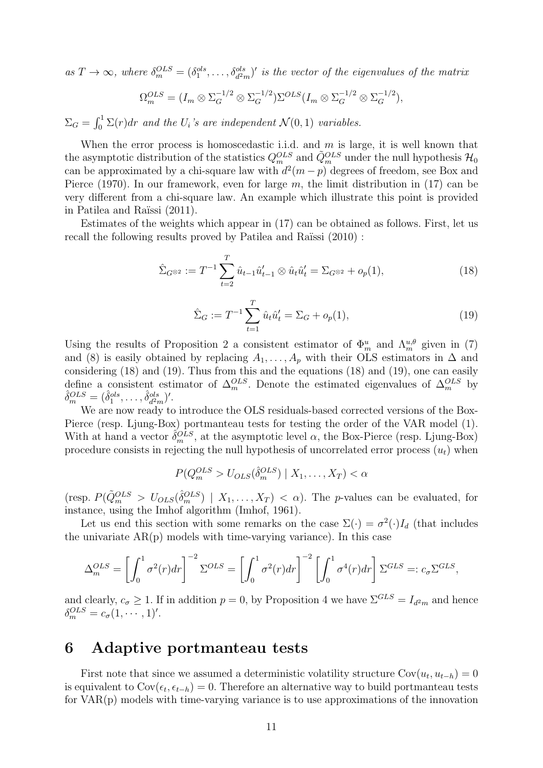*as $T \to \infty$, where $\delta_m^{OLS} = (\delta_1^{ols}, \dots, \delta_{d^2m}^{ols})'$ is the vector of the eigenvalues of the matrix*

$$\Omega_m^{OLS} = (I_m \otimes \Sigma_G^{-1/2} \otimes \Sigma_G^{-1/2}) \Sigma^{OLS} (I_m \otimes \Sigma_G^{-1/2} \otimes \Sigma_G^{-1/2}),$$

*$\Sigma_G = \int_0^1 \Sigma(r)dr$ and the $U_i$'s are independent $\mathcal{N}(0,1)$ variables.*

When the error process is homoscedastic i.i.d. and $m$ is large, it is well known that the asymptotic distribution of the statistics $Q_m^{OLS}$ and $\tilde{Q}_m^{OLS}$ under the null hypothesis $\mathcal{H}_0$ can be approximated by a chi-square law with $d^2(m-p)$ degrees of freedom, see Box and Pierce (1970). In our framework, even for large $m$, the limit distribution in (17) can be very different from a chi-square law. An example which illustrate this point is provided in Patilea and Raïssi (2011).

Estimates of the weights which appear in (17) can be obtained as follows. First, let us recall the following results proved by Patilea and Raïssi (2010) :

$$\hat{\Sigma}_{G^{\otimes 2}} := T^{-1} \sum_{t=2}^{T} \hat{u}_{t-1}\hat{u}_{t-1}' \otimes \hat{u}_t \hat{u}_t' = \Sigma_{G^{\otimes 2}} + o_p(1), \tag{18}$$

$$\hat{\Sigma}_G := T^{-1} \sum_{t=1}^{T} \hat{u}_t \hat{u}_t' = \Sigma_G + o_p(1), \tag{19}$$

Using the results of Proposition 2 a consistent estimator of $\Phi_m^u$ and $\Lambda_m^{u,\theta}$ given in (7) and (8) is easily obtained by replacing $A_1, \dots, A_p$ with their OLS estimators in $\Delta$ and considering (18) and (19). Thus from this and the equations (18) and (19), one can easily define a consistent estimator of $\Delta_m^{OLS}$. Denote the estimated eigenvalues of $\Delta_m^{OLS}$ by $\hat{\delta}_m^{OLS} = (\hat{\delta}_1^{ols}, \dots, \hat{\delta}_{d^2m}^{ols})'$.

We are now ready to introduce the OLS residuals-based corrected versions of the Box-Pierce (resp. Ljung-Box) portmanteau tests for testing the order of the VAR model (1). With at hand a vector $\hat{\delta}_m^{OLS}$, at the asymptotic level $\alpha$, the Box-Pierce (resp. Ljung-Box) procedure consists in rejecting the null hypothesis of uncorrelated error process $(u_t)$ when

$$P(Q_m^{OLS} > U_{OLS}(\hat{\delta}_m^{OLS}) \mid X_1, \dots, X_T) < \alpha$$

(resp. $P(\tilde{Q}_m^{OLS} > U_{OLS}(\hat{\delta}_m^{OLS}) \mid X_1, \dots, X_T) < \alpha$). The $p$-values can be evaluated, for instance, using the Imhof algorithm (Imhof, 1961).

Let us end this section with some remarks on the case $\Sigma(\cdot) = \sigma^2(\cdot) I_d$ (that includes the univariate AR(p) models with time-varying variance). In this case

$$\Delta_m^{OLS} = \left[\int_0^1 \sigma^2(r)dr\right]^{-2} \Sigma^{OLS} = \left[\int_0^1 \sigma^2(r)dr\right]^{-2} \left[\int_0^1 \sigma^4(r)dr\right] \Sigma^{GLS} =: c_\sigma \Sigma^{GLS},$$

and clearly, $c_\sigma \geq 1$. If in addition $p = 0$, by Proposition 4 we have $\Sigma^{GLS} = I_{d^2m}$ and hence $\delta_m^{OLS} = c_\sigma(1, \cdots, 1)'$.

# 6 Adaptive portmanteau tests

First note that since we assumed a deterministic volatility structure $\mathrm{Cov}(u_t, u_{t-h}) = 0$ is equivalent to $\mathrm{Cov}(\epsilon_t, \epsilon_{t-h}) = 0$. Therefore an alternative way to build portmanteau tests for VAR(p) models with time-varying variance is to use approximations of the innovation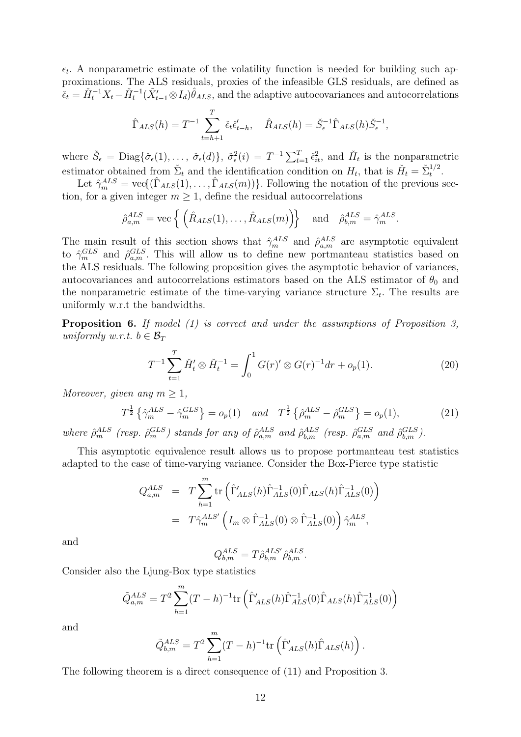$\epsilon_t$. A nonparametric estimate of the volatility function is needed for building such approximations. The ALS residuals, proxies of the infeasible GLS residuals, are defined as $\check{\epsilon}_t = \check{H}_t^{-1} X_t - \check{H}_t^{-1}(\tilde{X}_{t-1}' \otimes I_d)\hat{\theta}_{ALS}$, and the adaptive autocovariances and autocorrelations

$$\hat{\Gamma}_{ALS}(h) = T^{-1} \sum_{t=h+1}^{T} \check{\epsilon}_t \check{\epsilon}_{t-h}', \quad \hat{R}_{ALS}(h) = \check{S}_\epsilon^{-1} \hat{\Gamma}_{ALS}(h) \check{S}_\epsilon^{-1},$$

where $\check{S}_\epsilon = \mathrm{Diag}\{\check{\sigma}_\epsilon(1), \ldots, \check{\sigma}_\epsilon(d)\}$, $\check{\sigma}_\epsilon^2(i) = T^{-1}\sum_{t=1}^{T} \check{\epsilon}_{it}^2$, and $\check{H}_t$ is the nonparametric estimator obtained from $\check{\Sigma}_t$ and the identification condition on $H_t$, that is $\check{H}_t = \check{\Sigma}_t^{1/2}$.

Let $\hat{\gamma}_m^{ALS} = \mathrm{vec}\{(\hat{\Gamma}_{ALS}(1), \ldots, \hat{\Gamma}_{ALS}(m))\}$. Following the notation of the previous section, for a given integer $m \geq 1$, define the residual autocorrelations

$$\hat{\rho}_{a,m}^{ALS} = \mathrm{vec}\left\{ \left(\hat{R}_{ALS}(1), \ldots, \hat{R}_{ALS}(m)\right)\right\} \quad \text{and} \quad \hat{\rho}_{b,m}^{ALS} = \hat{\gamma}_m^{ALS}.$$

The main result of this section shows that $\hat{\gamma}_m^{ALS}$ and $\hat{\rho}_{a,m}^{ALS}$ are asymptotic equivalent to $\hat{\gamma}_m^{GLS}$ and $\hat{\rho}_{a,m}^{GLS}$. This will allow us to define new portmanteau statistics based on the ALS residuals. The following proposition gives the asymptotic behavior of variances, autocovariances and autocorrelations estimators based on the ALS estimator of $\theta_0$ and the nonparametric estimate of the time-varying variance structure $\Sigma_t$. The results are uniformly w.r.t the bandwidths.

**Proposition 6.** *If model (1) is correct and under the assumptions of Proposition 3, uniformly w.r.t.* $b \in \mathcal{B}_T$

$$T^{-1} \sum_{t=1}^{T} \check{H}_t' \otimes \check{H}_t^{-1} = \int_0^1 G(r)' \otimes G(r)^{-1} dr + o_p(1). \tag{20}$$

*Moreover, given any* $m \geq 1$,

$$T^{\frac{1}{2}}\left\{\hat{\gamma}_m^{ALS} - \hat{\gamma}_m^{GLS}\right\} = o_p(1) \quad \text{and} \quad T^{\frac{1}{2}}\left\{\hat{\rho}_m^{ALS} - \hat{\rho}_m^{GLS}\right\} = o_p(1), \tag{21}$$

*where* $\hat{\rho}_m^{ALS}$ *(resp.* $\hat{\rho}_m^{GLS}$*) stands for any of* $\hat{\rho}_{a,m}^{ALS}$ *and* $\hat{\rho}_{b,m}^{ALS}$ *(resp.* $\hat{\rho}_{a,m}^{GLS}$ *and* $\hat{\rho}_{b,m}^{GLS}$*).*

This asymptotic equivalence result allows us to propose portmanteau test statistics adapted to the case of time-varying variance. Consider the Box-Pierce type statistic

$$\begin{aligned}
Q_{a,m}^{ALS} &= T \sum_{h=1}^{m} \mathrm{tr}\left(\hat{\Gamma}_{ALS}'(h)\hat{\Gamma}_{ALS}^{-1}(0)\hat{\Gamma}_{ALS}(h)\hat{\Gamma}_{ALS}^{-1}(0)\right) \\
&= T\hat{\gamma}_m^{ALS\prime}\left(I_m \otimes \hat{\Gamma}_{ALS}^{-1}(0) \otimes \hat{\Gamma}_{ALS}^{-1}(0)\right)\hat{\gamma}_m^{ALS},
\end{aligned}$$

and

$$Q_{b,m}^{ALS} = T \hat{\rho}_{b,m}^{ALS\prime} \hat{\rho}_{b,m}^{ALS}.$$

Consider also the Ljung-Box type statistics

$$\tilde{Q}_{a,m}^{ALS} = T^2 \sum_{h=1}^{m} (T-h)^{-1} \mathrm{tr}\left(\hat{\Gamma}_{ALS}'(h)\hat{\Gamma}_{ALS}^{-1}(0)\hat{\Gamma}_{ALS}(h)\hat{\Gamma}_{ALS}^{-1}(0)\right)$$

and

$$\tilde{Q}_{b,m}^{ALS} = T^2 \sum_{h=1}^{m} (T-h)^{-1} \mathrm{tr}\left(\hat{\Gamma}_{ALS}'(h)\hat{\Gamma}_{ALS}(h)\right).$$

The following theorem is a direct consequence of (11) and Proposition 3.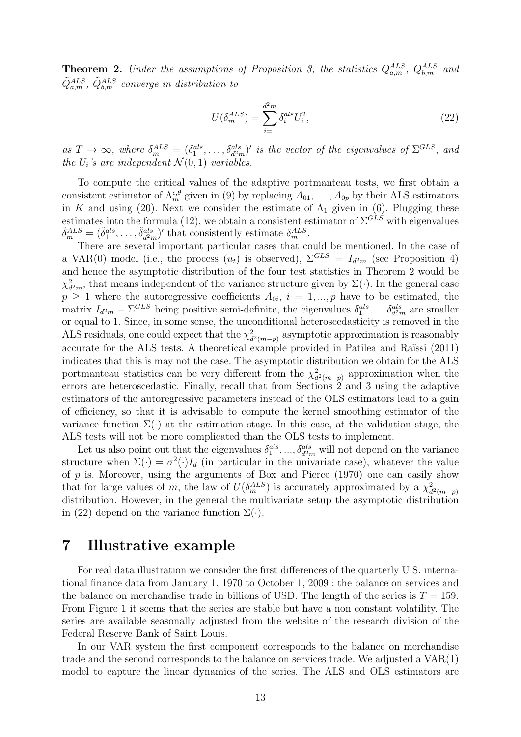**Theorem 2.** *Under the assumptions of Proposition 3, the statistics $Q_{a,m}^{ALS}$, $Q_{b,m}^{ALS}$ and $\tilde{Q}_{a,m}^{ALS}$, $\tilde{Q}_{b,m}^{ALS}$ converge in distribution to*

$$U(\delta_m^{ALS}) = \sum_{i=1}^{d^2m} \delta_i^{als} U_i^2, \tag{22}$$

*as $T \to \infty$, where $\delta_m^{ALS} = (\delta_1^{als}, \ldots, \delta_{d^2m}^{als})'$ is the vector of the eigenvalues of $\Sigma^{GLS}$, and the $U_i$'s are independent $\mathcal{N}(0,1)$ variables.*

To compute the critical values of the adaptive portmanteau tests, we first obtain a consistent estimator of $\Lambda_m^{\epsilon,\theta}$ given in (9) by replacing $A_{01}, \ldots, A_{0p}$ by their ALS estimators in $K$ and using (20). Next we consider the estimate of $\Lambda_1$ given in (6). Plugging these estimates into the formula (12), we obtain a consistent estimator of $\Sigma^{GLS}$ with eigenvalues $\hat{\delta}_m^{ALS} = (\hat{\delta}_1^{als}, \ldots, \hat{\delta}_{d^2m}^{als})'$ that consistently estimate $\delta_m^{ALS}$.

There are several important particular cases that could be mentioned. In the case of a VAR(0) model (i.e., the process $(u_t)$ is observed), $\Sigma^{GLS} = I_{d^2m}$ (see Proposition 4) and hence the asymptotic distribution of the four test statistics in Theorem 2 would be $\chi^2_{d^2m}$, that means independent of the variance structure given by $\Sigma(\cdot)$. In the general case $p \geq 1$ where the autoregressive coefficients $A_{0i}$, $i = 1, ..., p$ have to be estimated, the matrix $I_{d^2m} - \Sigma^{GLS}$ being positive semi-definite, the eigenvalues $\delta_1^{als}, ..., \delta_{d^2m}^{als}$ are smaller or equal to 1. Since, in some sense, the unconditional heteroscedasticity is removed in the ALS residuals, one could expect that the $\chi^2_{d^2(m-p)}$ asymptotic approximation is reasonably accurate for the ALS tests. A theoretical example provided in Patilea and Raïssi (2011) indicates that this is may not the case. The asymptotic distribution we obtain for the ALS portmanteau statistics can be very different from the $\chi^2_{d^2(m-p)}$ approximation when the errors are heteroscedastic. Finally, recall that from Sections 2 and 3 using the adaptive estimators of the autoregressive parameters instead of the OLS estimators lead to a gain of efficiency, so that it is advisable to compute the kernel smoothing estimator of the variance function $\Sigma(\cdot)$ at the estimation stage. In this case, at the validation stage, the ALS tests will not be more complicated than the OLS tests to implement.

Let us also point out that the eigenvalues $\delta_1^{als}, ..., \delta_{d^2m}^{als}$ will not depend on the variance structure when $\Sigma(\cdot) = \sigma^2(\cdot) I_d$ (in particular in the univariate case), whatever the value of $p$ is. Moreover, using the arguments of Box and Pierce (1970) one can easily show that for large values of $m$, the law of $U(\delta_m^{ALS})$ is accurately approximated by a $\chi^2_{d^2(m-p)}$ distribution. However, in the general the multivariate setup the asymptotic distribution in (22) depend on the variance function $\Sigma(\cdot)$.

# 7 Illustrative example

For real data illustration we consider the first differences of the quarterly U.S. international finance data from January 1, 1970 to October 1, 2009 : the balance on services and the balance on merchandise trade in billions of USD. The length of the series is $T = 159$. From Figure 1 it seems that the series are stable but have a non constant volatility. The series are available seasonally adjusted from the website of the research division of the Federal Reserve Bank of Saint Louis.

In our VAR system the first component corresponds to the balance on merchandise trade and the second corresponds to the balance on services trade. We adjusted a VAR(1) model to capture the linear dynamics of the series. The ALS and OLS estimators are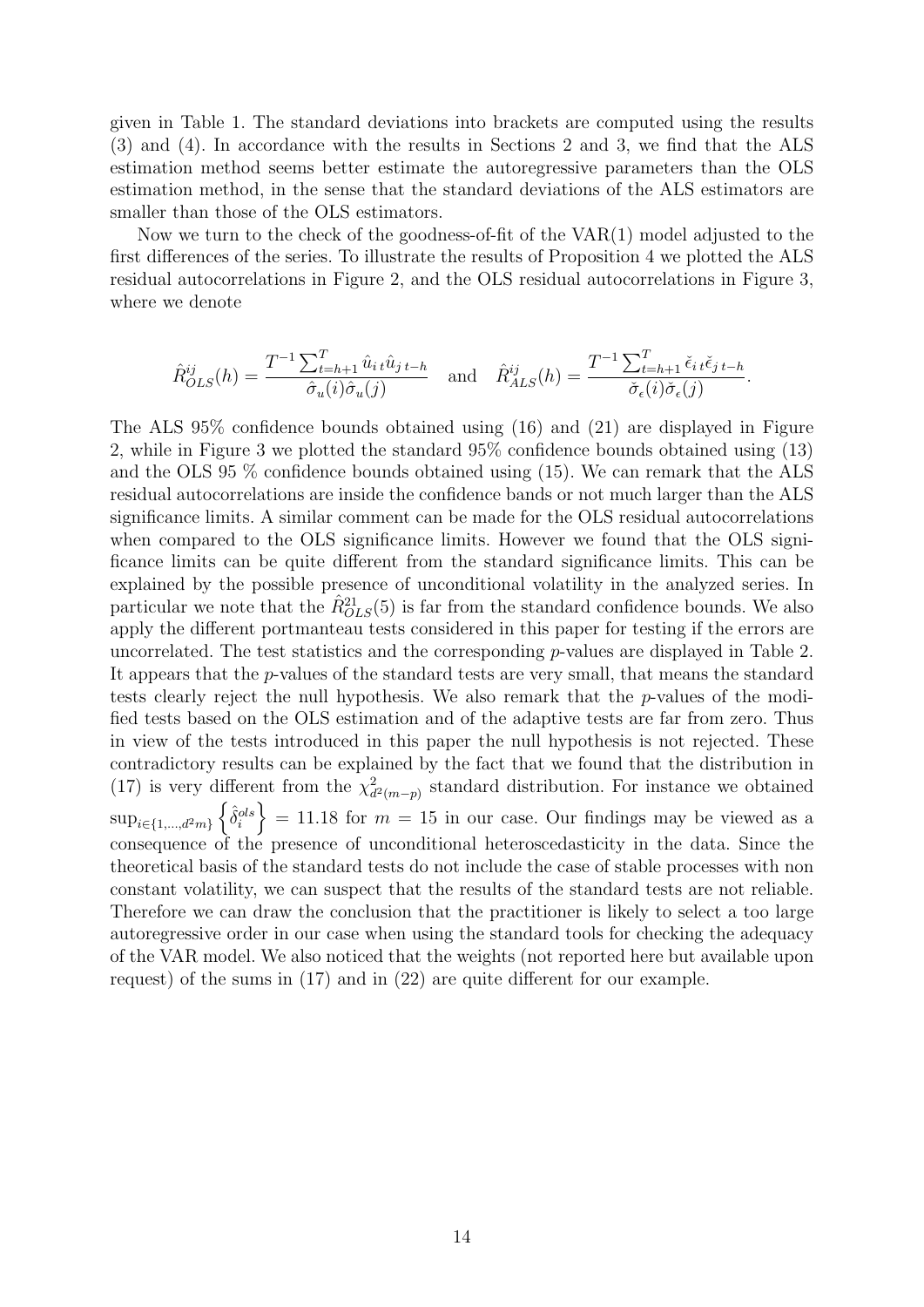given in Table 1. The standard deviations into brackets are computed using the results (3) and (4). In accordance with the results in Sections 2 and 3, we find that the ALS estimation method seems better estimate the autoregressive parameters than the OLS estimation method, in the sense that the standard deviations of the ALS estimators are smaller than those of the OLS estimators.

Now we turn to the check of the goodness-of-fit of the VAR(1) model adjusted to the first differences of the series. To illustrate the results of Proposition 4 we plotted the ALS residual autocorrelations in Figure 2, and the OLS residual autocorrelations in Figure 3, where we denote

$$\hat{R}^{ij}_{OLS}(h) = \frac{T^{-1}\sum_{t=h+1}^{T}\hat{u}_{i\,t}\hat{u}_{j\,t-h}}{\hat{\sigma}_u(i)\hat{\sigma}_u(j)} \quad \text{and} \quad \hat{R}^{ij}_{ALS}(h) = \frac{T^{-1}\sum_{t=h+1}^{T}\check{\epsilon}_{i\,t}\check{\epsilon}_{j\,t-h}}{\check{\sigma}_\epsilon(i)\check{\sigma}_\epsilon(j)}.$$

The ALS 95% confidence bounds obtained using (16) and (21) are displayed in Figure 2, while in Figure 3 we plotted the standard 95% confidence bounds obtained using (13) and the OLS 95 % confidence bounds obtained using (15). We can remark that the ALS residual autocorrelations are inside the confidence bands or not much larger than the ALS significance limits. A similar comment can be made for the OLS residual autocorrelations when compared to the OLS significance limits. However we found that the OLS significance limits can be quite different from the standard significance limits. This can be explained by the possible presence of unconditional volatility in the analyzed series. In particular we note that the $\hat{R}^{21}_{OLS}(5)$ is far from the standard confidence bounds. We also apply the different portmanteau tests considered in this paper for testing if the errors are uncorrelated. The test statistics and the corresponding $p$-values are displayed in Table 2. It appears that the $p$-values of the standard tests are very small, that means the standard tests clearly reject the null hypothesis. We also remark that the $p$-values of the modified tests based on the OLS estimation and of the adaptive tests are far from zero. Thus in view of the tests introduced in this paper the null hypothesis is not rejected. These contradictory results can be explained by the fact that we found that the distribution in (17) is very different from the $\chi^2_{d^2(m-p)}$ standard distribution. For instance we obtained $\sup_{i\in\{1,\dots,d^2m\}}\left\{\hat{\delta}^{ols}_i\right\} = 11.18$ for $m = 15$ in our case. Our findings may be viewed as a consequence of the presence of unconditional heteroscedasticity in the data. Since the theoretical basis of the standard tests do not include the case of stable processes with non constant volatility, we can suspect that the results of the standard tests are not reliable. Therefore we can draw the conclusion that the practitioner is likely to select a too large autoregressive order in our case when using the standard tools for checking the adequacy of the VAR model. We also noticed that the weights (not reported here but available upon request) of the sums in (17) and in (22) are quite different for our example.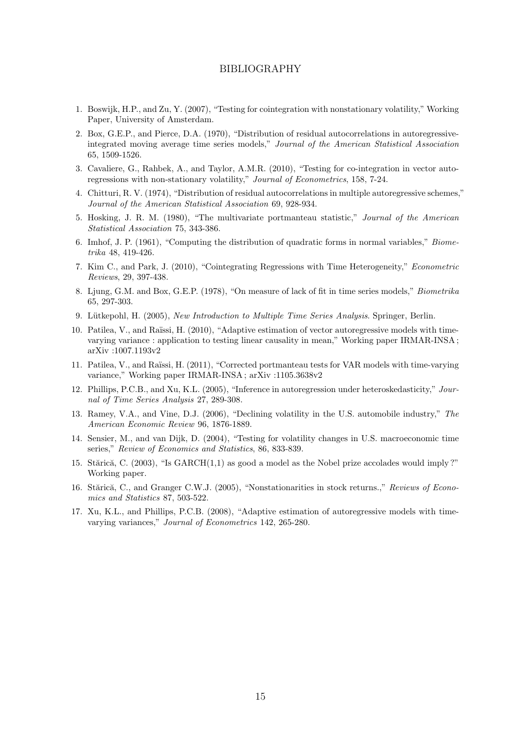# BIBLIOGRAPHY

1. Boswijk, H.P., and Zu, Y. (2007), "Testing for cointegration with nonstationary volatility," Working Paper, University of Amsterdam.
2. Box, G.E.P., and Pierce, D.A. (1970), "Distribution of residual autocorrelations in autoregressive-integrated moving average time series models," *Journal of the American Statistical Association* 65, 1509-1526.
3. Cavaliere, G., Rahbek, A., and Taylor, A.M.R. (2010), "Testing for co-integration in vector autoregressions with non-stationary volatility," *Journal of Econometrics*, 158, 7-24.
4. Chitturi, R. V. (1974), "Distribution of residual autocorrelations in multiple autoregressive schemes," *Journal of the American Statistical Association* 69, 928-934.
5. Hosking, J. R. M. (1980), "The multivariate portmanteau statistic," *Journal of the American Statistical Association* 75, 343-386.
6. Imhof, J. P. (1961), "Computing the distribution of quadratic forms in normal variables," *Biometrika* 48, 419-426.
7. Kim C., and Park, J. (2010), "Cointegrating Regressions with Time Heterogeneity," *Econometric Reviews*, 29, 397-438.
8. Ljung, G.M. and Box, G.E.P. (1978), "On measure of lack of fit in time series models," *Biometrika* 65, 297-303.
9. Lütkepohl, H. (2005), *New Introduction to Multiple Time Series Analysis*. Springer, Berlin.
10. Patilea, V., and Raïssi, H. (2010), "Adaptive estimation of vector autoregressive models with time-varying variance : application to testing linear causality in mean," Working paper IRMAR-INSA ; arXiv :1007.1193v2
11. Patilea, V., and Raïssi, H. (2011), "Corrected portmanteau tests for VAR models with time-varying variance," Working paper IRMAR-INSA ; arXiv :1105.3638v2
12. Phillips, P.C.B., and Xu, K.L. (2005), "Inference in autoregression under heteroskedasticity," *Journal of Time Series Analysis* 27, 289-308.
13. Ramey, V.A., and Vine, D.J. (2006), "Declining volatility in the U.S. automobile industry," *The American Economic Review* 96, 1876-1889.
14. Sensier, M., and van Dijk, D. (2004), "Testing for volatility changes in U.S. macroeconomic time series," *Review of Economics and Statistics*, 86, 833-839.
15. Stărică, C. (2003), "Is GARCH(1,1) as good a model as the Nobel prize accolades would imply ?" Working paper.
16. Stărică, C., and Granger C.W.J. (2005), "Nonstationarities in stock returns.," *Reviews of Economics and Statistics* 87, 503-522.
17. Xu, K.L., and Phillips, P.C.B. (2008), "Adaptive estimation of autoregressive models with time-varying variances," *Journal of Econometrics* 142, 265-280.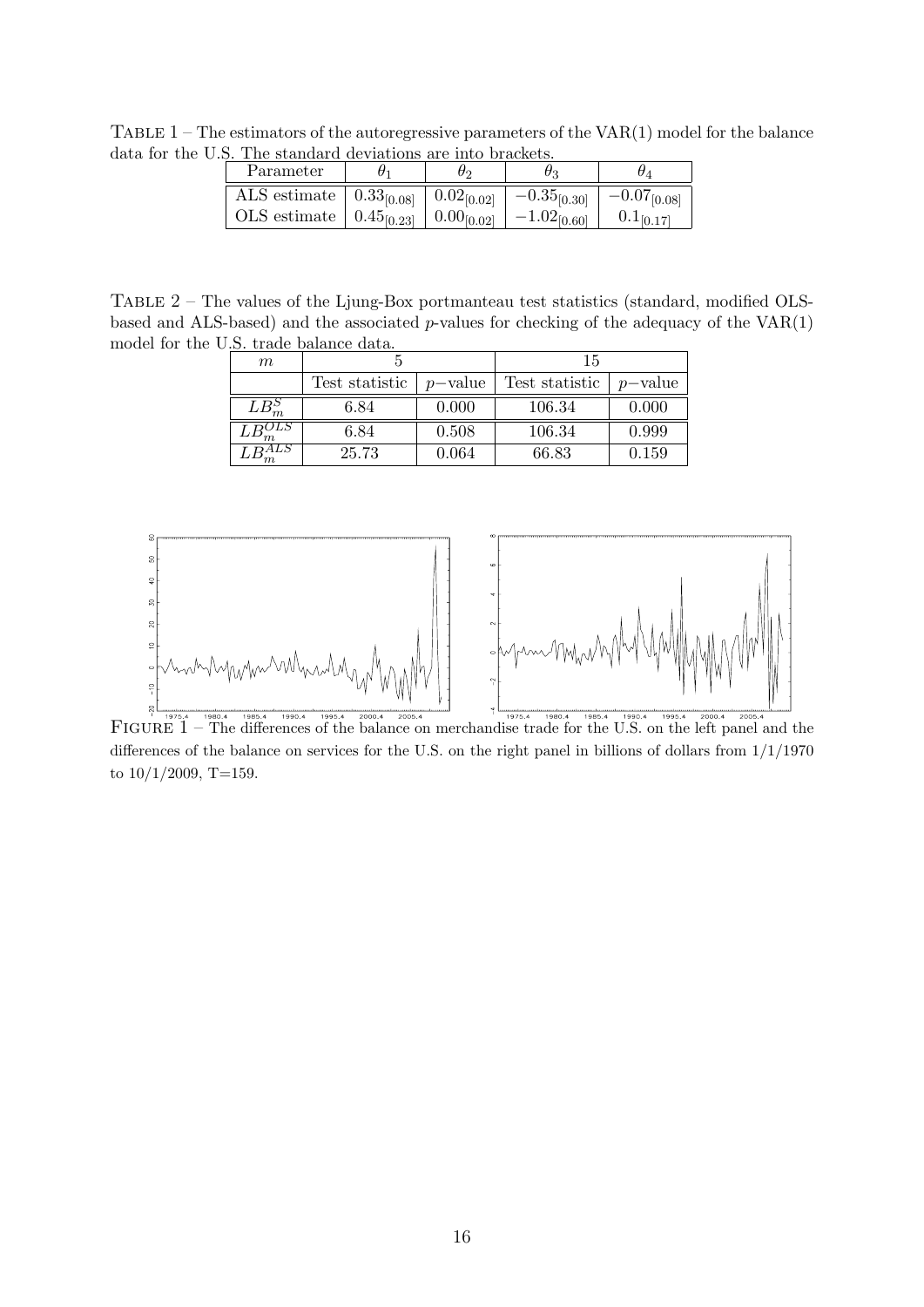Table 1 – The estimators of the autoregressive parameters of the VAR(1) model for the balance data for the U.S. The standard deviations are into brackets.

| Parameter | $\theta_1$ | $\theta_2$ | $\theta_3$ | $\theta_4$ |
|---|---|---|---|---|
| ALS estimate | $0.33_{[0.08]}$ | $0.02_{[0.02]}$ | $-0.35_{[0.30]}$ | $-0.07_{[0.08]}$ |
| OLS estimate | $0.45_{[0.23]}$ | $0.00_{[0.02]}$ | $-1.02_{[0.60]}$ | $0.1_{[0.17]}$ |

Table 2 – The values of the Ljung-Box portmanteau test statistics (standard, modified OLS-based and ALS-based) and the associated $p$-values for checking of the adequacy of the VAR(1) model for the U.S. trade balance data.

| $m$ | 5 | | 15 | |
|---|---|---|---|---|
| | Test statistic | $p-$value | Test statistic | $p-$value |
| $LB_m^S$ | 6.84 | 0.000 | 106.34 | 0.000 |
| $LB_m^{OLS}$ | 6.84 | 0.508 | 106.34 | 0.999 |
| $LB_m^{ALS}$ | 25.73 | 0.064 | 66.83 | 0.159 |

Figure 1 – The differences of the balance on merchandise trade for the U.S. on the left panel and the differences of the balance on services for the U.S. on the right panel in billions of dollars from 1/1/1970 to 10/1/2009, T=159.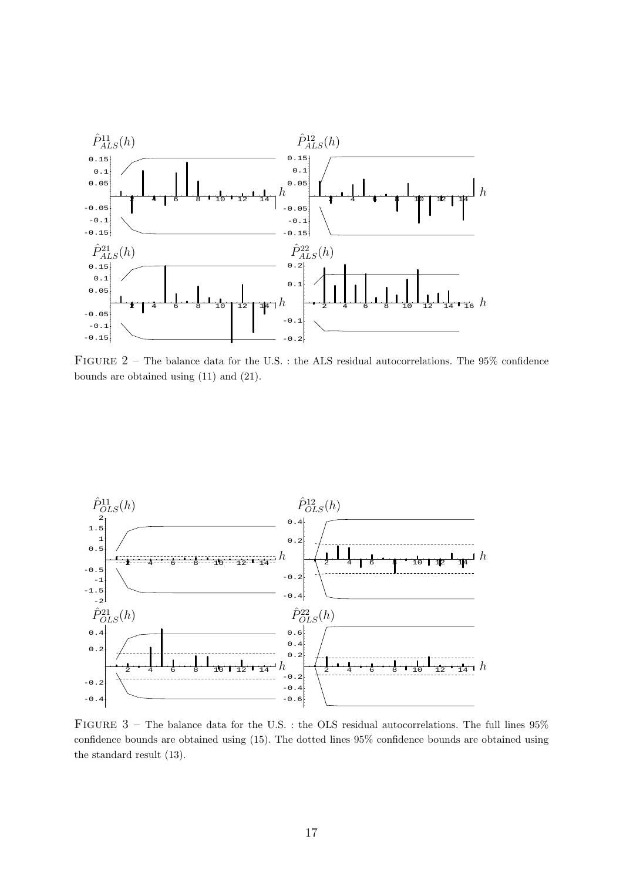$\hat{P}^{11}_{ALS}(h)$

0.15
0.1
0.05
-0.05
-0.1
-0.15

2 4 6 8 10 12 14 $h$

$\hat{P}^{12}_{ALS}(h)$

0.15
0.1
0.05
-0.05
-0.1
-0.15

2 4 6 8 10 12 14 $h$

$\hat{P}^{21}_{ALS}(h)$

0.15
0.1
0.05
-0.05
-0.1
-0.15

2 4 6 8 10 12 14 $h$

$\hat{P}^{22}_{ALS}(h)$

0.2
0.1
-0.1
-0.2

2 4 6 8 10 12 14 16 $h$

FIGURE 2 – The balance data for the U.S. : the ALS residual autocorrelations. The 95% confidence bounds are obtained using (11) and (21).

$\hat{P}^{11}_{OLS}(h)$

2
1.5
1
0.5
-0.5
-1
-1.5
-2

2 4 6 8 10 12 14 $h$

$\hat{P}^{12}_{OLS}(h)$

0.4
0.2
-0.2
-0.4

2 4 6 8 10 12 14 $h$

$\hat{P}^{21}_{OLS}(h)$

0.4
0.2
-0.2
-0.4

2 4 6 8 10 12 14 $h$

$\hat{P}^{22}_{OLS}(h)$

0.6
0.4
0.2
-0.2
-0.4
-0.6

2 4 6 8 10 12 14 $h$

FIGURE 3 – The balance data for the U.S. : the OLS residual autocorrelations. The full lines 95% confidence bounds are obtained using (15). The dotted lines 95% confidence bounds are obtained using the standard result (13).